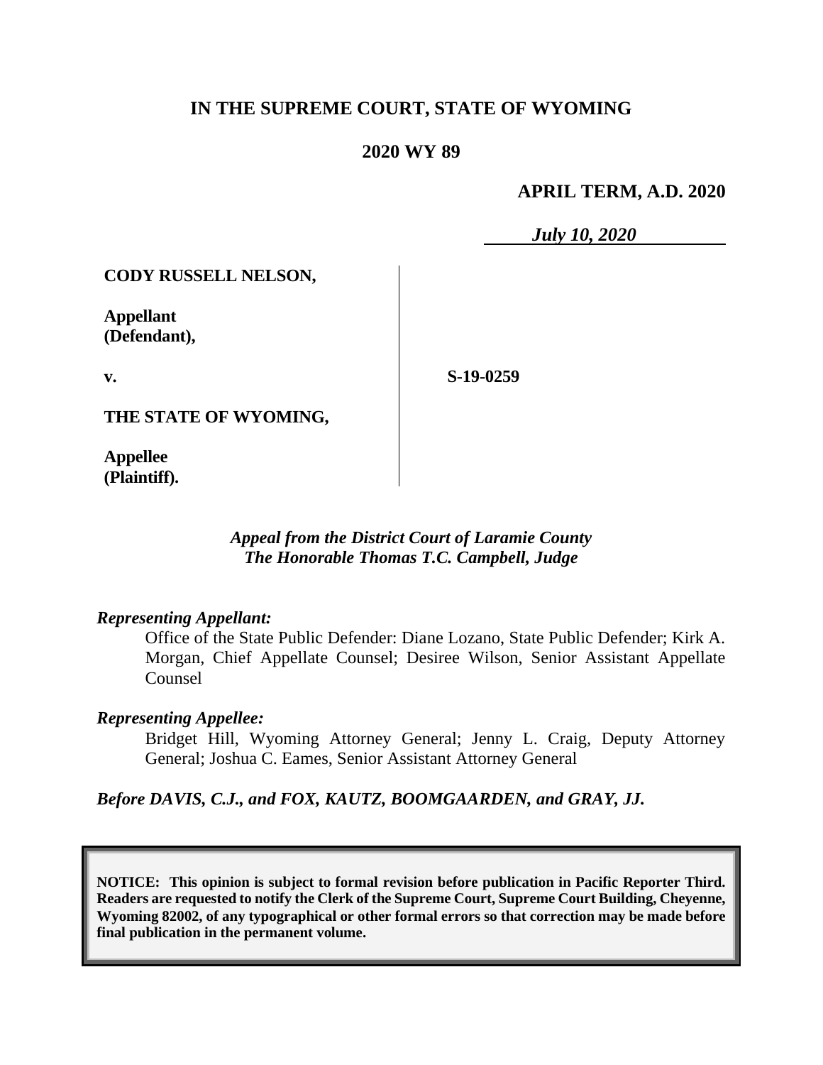**IN THE SUPREME COURT, STATE OF WYOMING**

**2020 WY 89**

**APRIL TERM, A.D. 2020**

***July 10, 2020***

| | |
|---|---|
| **CODY RUSSELL NELSON,**<br><br>**Appellant (Defendant),**<br><br>**v.**<br><br>**THE STATE OF WYOMING,**<br><br>**Appellee (Plaintiff).** | **S-19-0259** |

***Appeal from the District Court of Laramie County***
***The Honorable Thomas T.C. Campbell, Judge***

***Representing Appellant:***

Office of the State Public Defender: Diane Lozano, State Public Defender; Kirk A. Morgan, Chief Appellate Counsel; Desiree Wilson, Senior Assistant Appellate Counsel

***Representing Appellee:***

Bridget Hill, Wyoming Attorney General; Jenny L. Craig, Deputy Attorney General; Joshua C. Eames, Senior Assistant Attorney General

***Before DAVIS, C.J., and FOX, KAUTZ, BOOMGAARDEN, and GRAY, JJ.***

**NOTICE: This opinion is subject to formal revision before publication in Pacific Reporter Third. Readers are requested to notify the Clerk of the Supreme Court, Supreme Court Building, Cheyenne, Wyoming 82002, of any typographical or other formal errors so that correction may be made before final publication in the permanent volume.**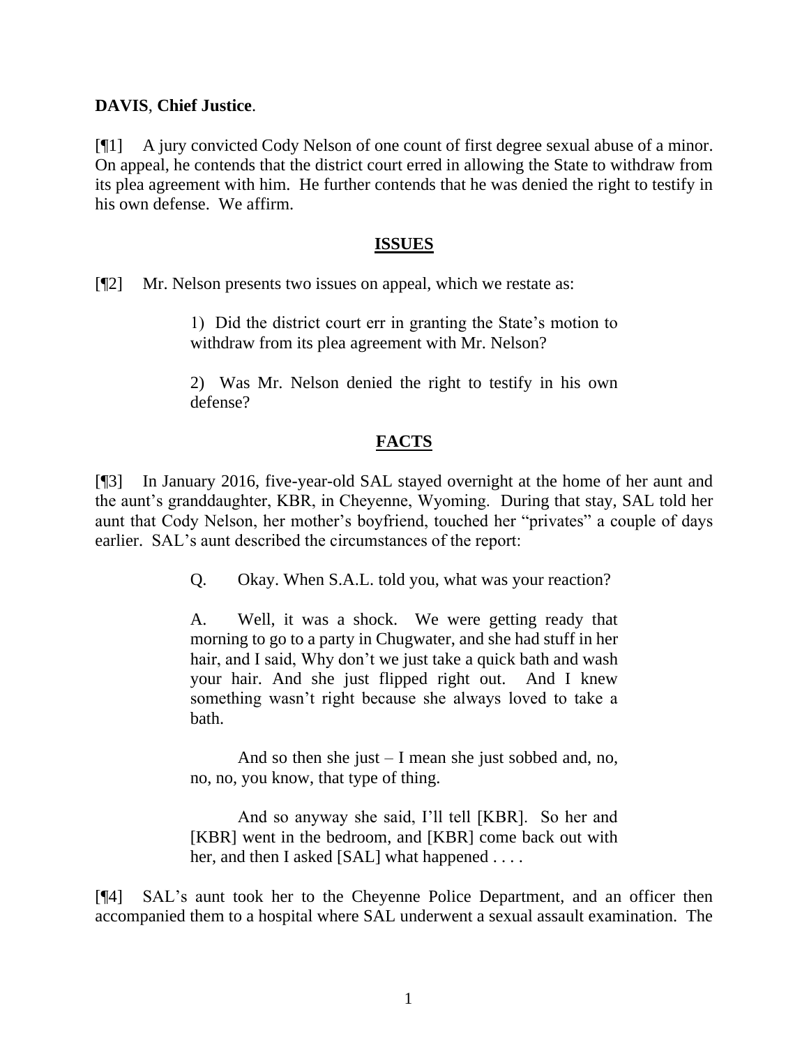**DAVIS**, **Chief Justice**.

[¶1] A jury convicted Cody Nelson of one count of first degree sexual abuse of a minor. On appeal, he contends that the district court erred in allowing the State to withdraw from its plea agreement with him. He further contends that he was denied the right to testify in his own defense. We affirm.

## ISSUES

[¶2] Mr. Nelson presents two issues on appeal, which we restate as:

> 1) Did the district court err in granting the State's motion to withdraw from its plea agreement with Mr. Nelson?
>
> 2) Was Mr. Nelson denied the right to testify in his own defense?

## FACTS

[¶3] In January 2016, five-year-old SAL stayed overnight at the home of her aunt and the aunt's granddaughter, KBR, in Cheyenne, Wyoming. During that stay, SAL told her aunt that Cody Nelson, her mother's boyfriend, touched her "privates" a couple of days earlier. SAL's aunt described the circumstances of the report:

> Q. Okay. When S.A.L. told you, what was your reaction?
>
> A. Well, it was a shock. We were getting ready that morning to go to a party in Chugwater, and she had stuff in her hair, and I said, Why don't we just take a quick bath and wash your hair. And she just flipped right out. And I knew something wasn't right because she always loved to take a bath.
>
> And so then she just – I mean she just sobbed and, no, no, no, you know, that type of thing.
>
> And so anyway she said, I'll tell [KBR]. So her and [KBR] went in the bedroom, and [KBR] come back out with her, and then I asked [SAL] what happened . . . .

[¶4] SAL's aunt took her to the Cheyenne Police Department, and an officer then accompanied them to a hospital where SAL underwent a sexual assault examination. The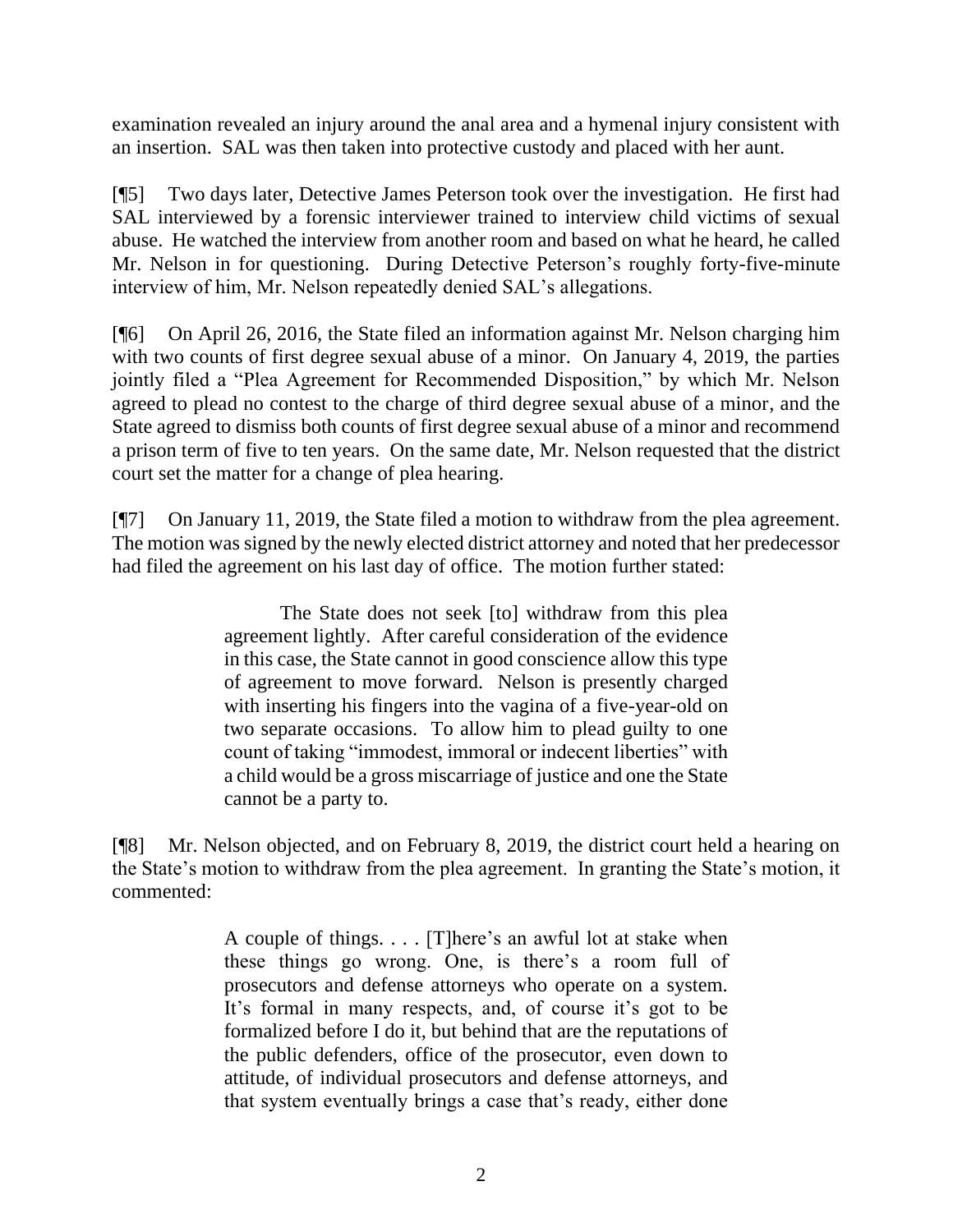examination revealed an injury around the anal area and a hymenal injury consistent with an insertion. SAL was then taken into protective custody and placed with her aunt.

[¶5] Two days later, Detective James Peterson took over the investigation. He first had SAL interviewed by a forensic interviewer trained to interview child victims of sexual abuse. He watched the interview from another room and based on what he heard, he called Mr. Nelson in for questioning. During Detective Peterson's roughly forty-five-minute interview of him, Mr. Nelson repeatedly denied SAL's allegations.

[¶6] On April 26, 2016, the State filed an information against Mr. Nelson charging him with two counts of first degree sexual abuse of a minor. On January 4, 2019, the parties jointly filed a "Plea Agreement for Recommended Disposition," by which Mr. Nelson agreed to plead no contest to the charge of third degree sexual abuse of a minor, and the State agreed to dismiss both counts of first degree sexual abuse of a minor and recommend a prison term of five to ten years. On the same date, Mr. Nelson requested that the district court set the matter for a change of plea hearing.

[¶7] On January 11, 2019, the State filed a motion to withdraw from the plea agreement. The motion was signed by the newly elected district attorney and noted that her predecessor had filed the agreement on his last day of office. The motion further stated:

> The State does not seek [to] withdraw from this plea agreement lightly. After careful consideration of the evidence in this case, the State cannot in good conscience allow this type of agreement to move forward. Nelson is presently charged with inserting his fingers into the vagina of a five-year-old on two separate occasions. To allow him to plead guilty to one count of taking "immodest, immoral or indecent liberties" with a child would be a gross miscarriage of justice and one the State cannot be a party to.

[¶8] Mr. Nelson objected, and on February 8, 2019, the district court held a hearing on the State's motion to withdraw from the plea agreement. In granting the State's motion, it commented:

> A couple of things. . . . [T]here's an awful lot at stake when these things go wrong. One, is there's a room full of prosecutors and defense attorneys who operate on a system. It's formal in many respects, and, of course it's got to be formalized before I do it, but behind that are the reputations of the public defenders, office of the prosecutor, even down to attitude, of individual prosecutors and defense attorneys, and that system eventually brings a case that's ready, either done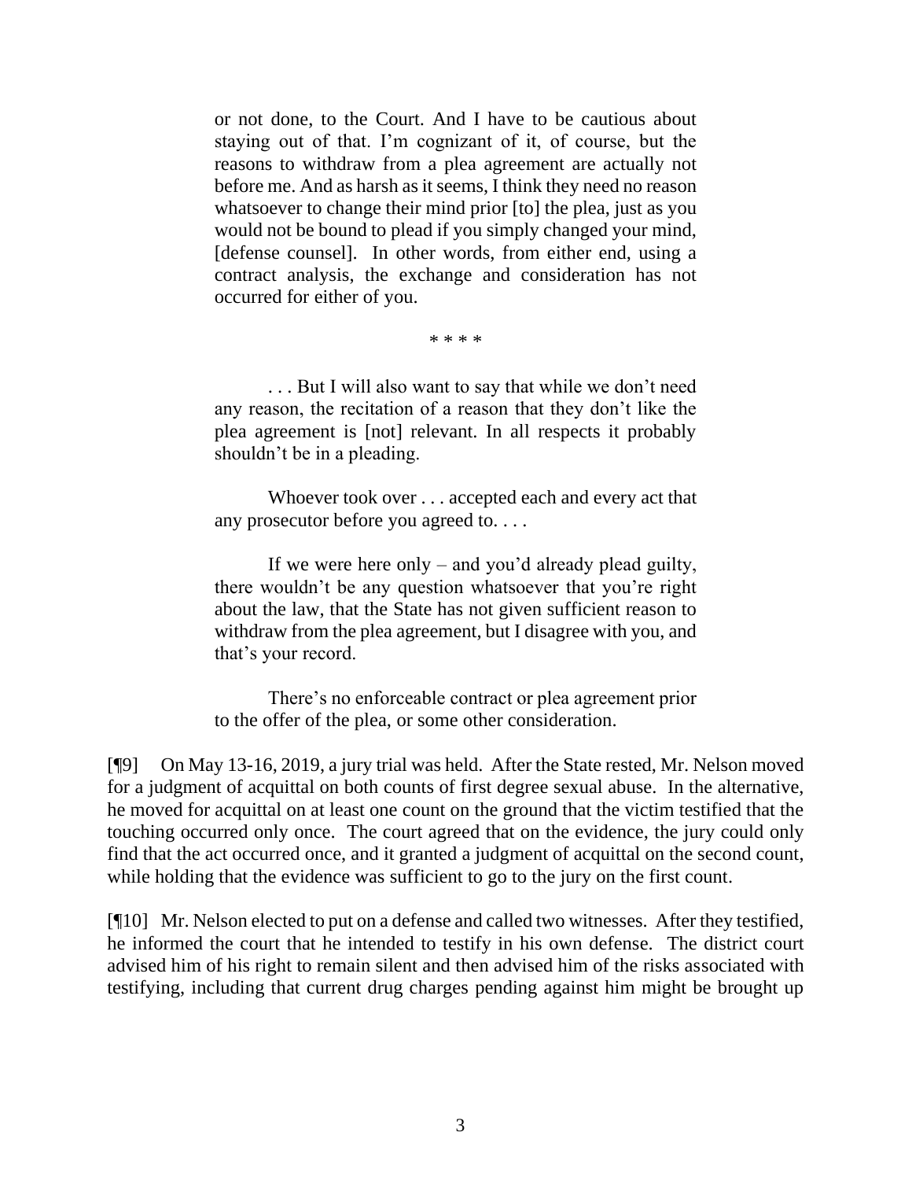> or not done, to the Court. And I have to be cautious about staying out of that. I'm cognizant of it, of course, but the reasons to withdraw from a plea agreement are actually not before me. And as harsh as it seems, I think they need no reason whatsoever to change their mind prior [to] the plea, just as you would not be bound to plead if you simply changed your mind, [defense counsel]. In other words, from either end, using a contract analysis, the exchange and consideration has not occurred for either of you.
>
> \* \* \* \*
>
> . . . But I will also want to say that while we don't need any reason, the recitation of a reason that they don't like the plea agreement is [not] relevant. In all respects it probably shouldn't be in a pleading.
>
> Whoever took over . . . accepted each and every act that any prosecutor before you agreed to. . . .
>
> If we were here only – and you'd already plead guilty, there wouldn't be any question whatsoever that you're right about the law, that the State has not given sufficient reason to withdraw from the plea agreement, but I disagree with you, and that's your record.
>
> There's no enforceable contract or plea agreement prior to the offer of the plea, or some other consideration.

[¶9] On May 13-16, 2019, a jury trial was held. After the State rested, Mr. Nelson moved for a judgment of acquittal on both counts of first degree sexual abuse. In the alternative, he moved for acquittal on at least one count on the ground that the victim testified that the touching occurred only once. The court agreed that on the evidence, the jury could only find that the act occurred once, and it granted a judgment of acquittal on the second count, while holding that the evidence was sufficient to go to the jury on the first count.

[¶10] Mr. Nelson elected to put on a defense and called two witnesses. After they testified, he informed the court that he intended to testify in his own defense. The district court advised him of his right to remain silent and then advised him of the risks associated with testifying, including that current drug charges pending against him might be brought up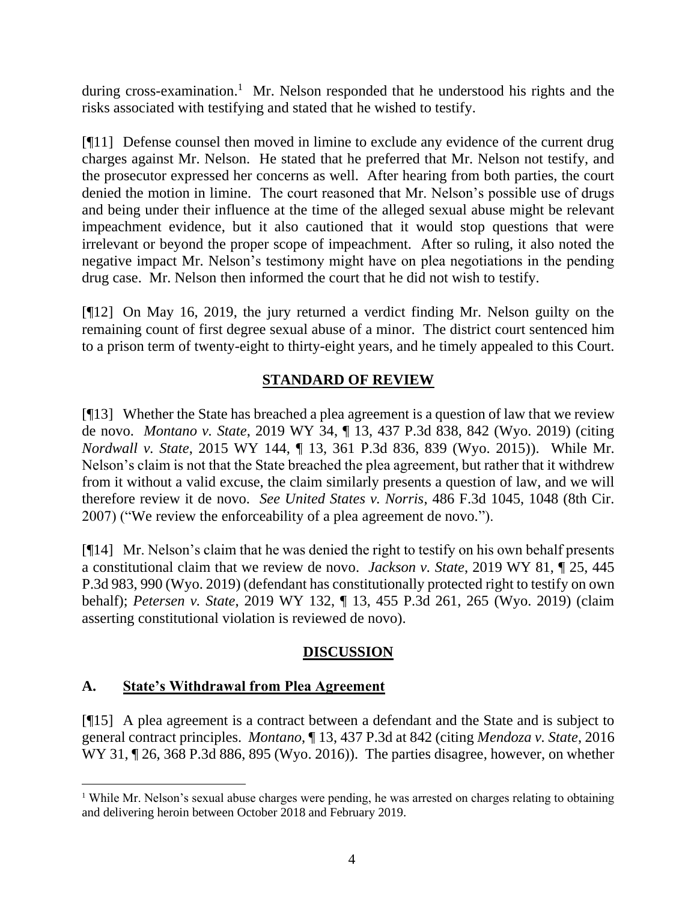during cross-examination.[1] Mr. Nelson responded that he understood his rights and the risks associated with testifying and stated that he wished to testify.

[¶11] Defense counsel then moved in limine to exclude any evidence of the current drug charges against Mr. Nelson. He stated that he preferred that Mr. Nelson not testify, and the prosecutor expressed her concerns as well. After hearing from both parties, the court denied the motion in limine. The court reasoned that Mr. Nelson's possible use of drugs and being under their influence at the time of the alleged sexual abuse might be relevant impeachment evidence, but it also cautioned that it would stop questions that were irrelevant or beyond the proper scope of impeachment. After so ruling, it also noted the negative impact Mr. Nelson's testimony might have on plea negotiations in the pending drug case. Mr. Nelson then informed the court that he did not wish to testify.

[¶12] On May 16, 2019, the jury returned a verdict finding Mr. Nelson guilty on the remaining count of first degree sexual abuse of a minor. The district court sentenced him to a prison term of twenty-eight to thirty-eight years, and he timely appealed to this Court.

## STANDARD OF REVIEW

[¶13] Whether the State has breached a plea agreement is a question of law that we review de novo. *Montano v. State*, 2019 WY 34, ¶ 13, 437 P.3d 838, 842 (Wyo. 2019) (citing *Nordwall v. State*, 2015 WY 144, ¶ 13, 361 P.3d 836, 839 (Wyo. 2015)). While Mr. Nelson's claim is not that the State breached the plea agreement, but rather that it withdrew from it without a valid excuse, the claim similarly presents a question of law, and we will therefore review it de novo. *See United States v. Norris*, 486 F.3d 1045, 1048 (8th Cir. 2007) ("We review the enforceability of a plea agreement de novo.").

[¶14] Mr. Nelson's claim that he was denied the right to testify on his own behalf presents a constitutional claim that we review de novo. *Jackson v. State*, 2019 WY 81, ¶ 25, 445 P.3d 983, 990 (Wyo. 2019) (defendant has constitutionally protected right to testify on own behalf); *Petersen v. State*, 2019 WY 132, ¶ 13, 455 P.3d 261, 265 (Wyo. 2019) (claim asserting constitutional violation is reviewed de novo).

## DISCUSSION

### A. State's Withdrawal from Plea Agreement

[¶15] A plea agreement is a contract between a defendant and the State and is subject to general contract principles. *Montano*, ¶ 13, 437 P.3d at 842 (citing *Mendoza v. State*, 2016 WY 31, ¶ 26, 368 P.3d 886, 895 (Wyo. 2016)). The parties disagree, however, on whether

[1] While Mr. Nelson's sexual abuse charges were pending, he was arrested on charges relating to obtaining and delivering heroin between October 2018 and February 2019.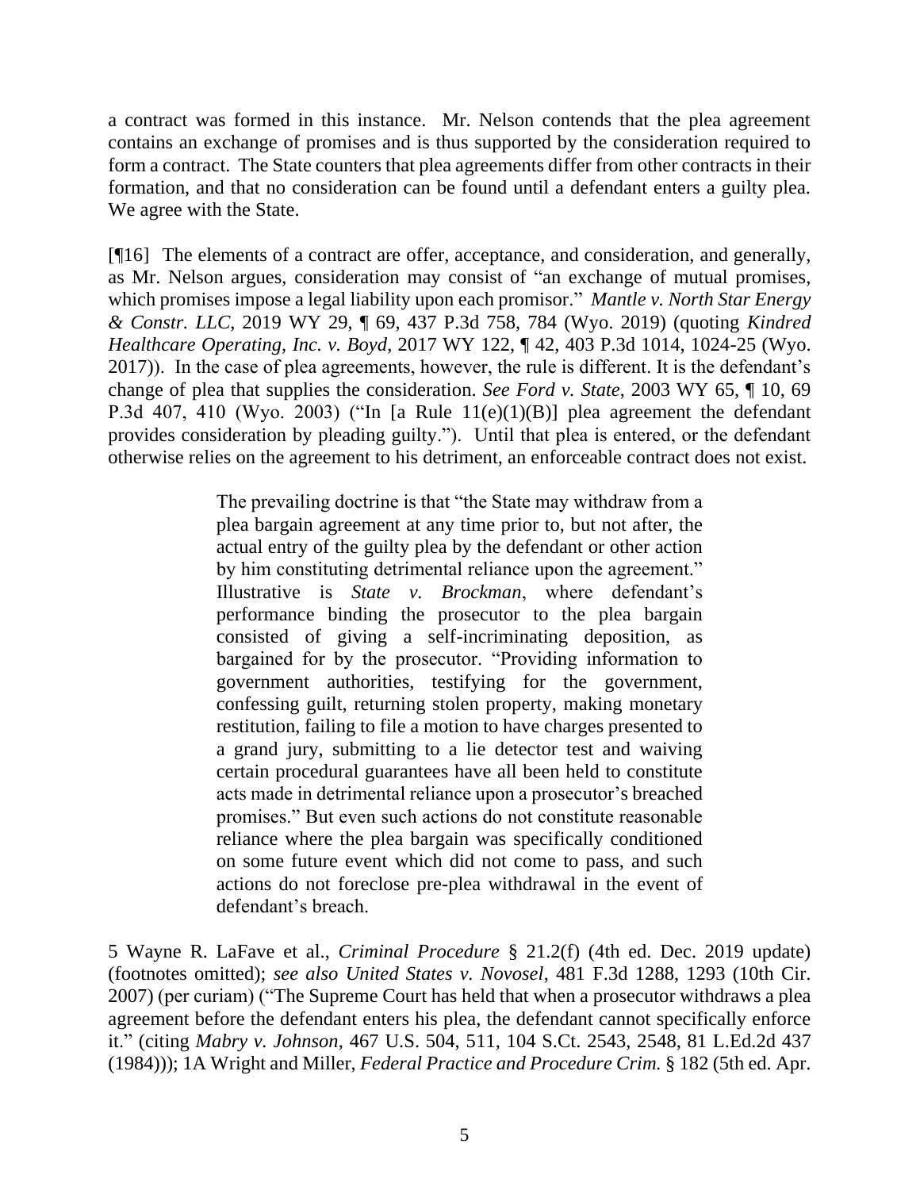a contract was formed in this instance. Mr. Nelson contends that the plea agreement contains an exchange of promises and is thus supported by the consideration required to form a contract. The State counters that plea agreements differ from other contracts in their formation, and that no consideration can be found until a defendant enters a guilty plea. We agree with the State.

[¶16] The elements of a contract are offer, acceptance, and consideration, and generally, as Mr. Nelson argues, consideration may consist of "an exchange of mutual promises, which promises impose a legal liability upon each promisor." *Mantle v. North Star Energy & Constr. LLC*, 2019 WY 29, ¶ 69, 437 P.3d 758, 784 (Wyo. 2019) (quoting *Kindred Healthcare Operating, Inc. v. Boyd*, 2017 WY 122, ¶ 42, 403 P.3d 1014, 1024-25 (Wyo. 2017)). In the case of plea agreements, however, the rule is different. It is the defendant's change of plea that supplies the consideration. *See Ford v. State*, 2003 WY 65, ¶ 10, 69 P.3d 407, 410 (Wyo. 2003) ("In [a Rule 11(e)(1)(B)] plea agreement the defendant provides consideration by pleading guilty."). Until that plea is entered, or the defendant otherwise relies on the agreement to his detriment, an enforceable contract does not exist.

> The prevailing doctrine is that "the State may withdraw from a plea bargain agreement at any time prior to, but not after, the actual entry of the guilty plea by the defendant or other action by him constituting detrimental reliance upon the agreement." Illustrative is *State v. Brockman*, where defendant's performance binding the prosecutor to the plea bargain consisted of giving a self-incriminating deposition, as bargained for by the prosecutor. "Providing information to government authorities, testifying for the government, confessing guilt, returning stolen property, making monetary restitution, failing to file a motion to have charges presented to a grand jury, submitting to a lie detector test and waiving certain procedural guarantees have all been held to constitute acts made in detrimental reliance upon a prosecutor's breached promises." But even such actions do not constitute reasonable reliance where the plea bargain was specifically conditioned on some future event which did not come to pass, and such actions do not foreclose pre-plea withdrawal in the event of defendant's breach.

5 Wayne R. LaFave et al., *Criminal Procedure* § 21.2(f) (4th ed. Dec. 2019 update) (footnotes omitted); *see also United States v. Novosel*, 481 F.3d 1288, 1293 (10th Cir. 2007) (per curiam) ("The Supreme Court has held that when a prosecutor withdraws a plea agreement before the defendant enters his plea, the defendant cannot specifically enforce it." (citing *Mabry v. Johnson*, 467 U.S. 504, 511, 104 S.Ct. 2543, 2548, 81 L.Ed.2d 437 (1984))); 1A Wright and Miller, *Federal Practice and Procedure Crim.* § 182 (5th ed. Apr.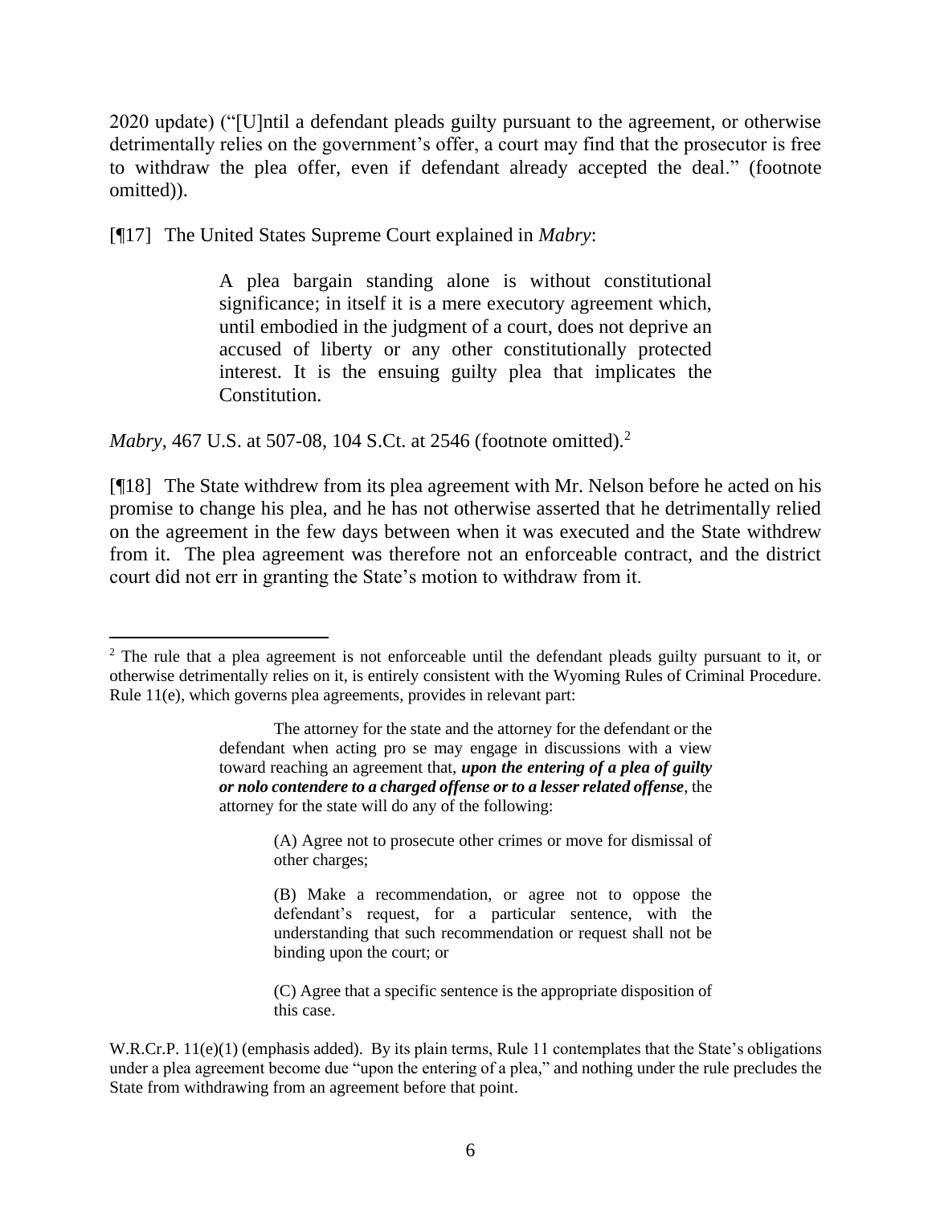2020 update) ("[U]ntil a defendant pleads guilty pursuant to the agreement, or otherwise detrimentally relies on the government's offer, a court may find that the prosecutor is free to withdraw the plea offer, even if defendant already accepted the deal." (footnote omitted)).

[¶17] The United States Supreme Court explained in *Mabry*:

> A plea bargain standing alone is without constitutional significance; in itself it is a mere executory agreement which, until embodied in the judgment of a court, does not deprive an accused of liberty or any other constitutionally protected interest. It is the ensuing guilty plea that implicates the Constitution.

*Mabry*, 467 U.S. at 507-08, 104 S.Ct. at 2546 (footnote omitted).[2]

[¶18] The State withdrew from its plea agreement with Mr. Nelson before he acted on his promise to change his plea, and he has not otherwise asserted that he detrimentally relied on the agreement in the few days between when it was executed and the State withdrew from it. The plea agreement was therefore not an enforceable contract, and the district court did not err in granting the State's motion to withdraw from it.

---

[2] The rule that a plea agreement is not enforceable until the defendant pleads guilty pursuant to it, or otherwise detrimentally relies on it, is entirely consistent with the Wyoming Rules of Criminal Procedure. Rule 11(e), which governs plea agreements, provides in relevant part:

> The attorney for the state and the attorney for the defendant or the defendant when acting pro se may engage in discussions with a view toward reaching an agreement that, ***upon the entering of a plea of guilty or nolo contendere to a charged offense or to a lesser related offense***, the attorney for the state will do any of the following:
>
> (A) Agree not to prosecute other crimes or move for dismissal of other charges;
>
> (B) Make a recommendation, or agree not to oppose the defendant's request, for a particular sentence, with the understanding that such recommendation or request shall not be binding upon the court; or
>
> (C) Agree that a specific sentence is the appropriate disposition of this case.

W.R.Cr.P. 11(e)(1) (emphasis added). By its plain terms, Rule 11 contemplates that the State's obligations under a plea agreement become due "upon the entering of a plea," and nothing under the rule precludes the State from withdrawing from an agreement before that point.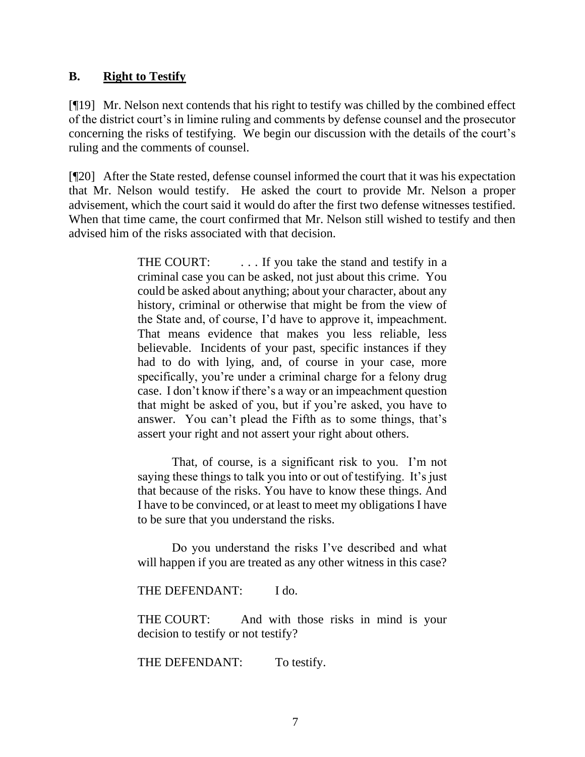## B. **Right to Testify**

[¶19] Mr. Nelson next contends that his right to testify was chilled by the combined effect of the district court's in limine ruling and comments by defense counsel and the prosecutor concerning the risks of testifying. We begin our discussion with the details of the court's ruling and the comments of counsel.

[¶20] After the State rested, defense counsel informed the court that it was his expectation that Mr. Nelson would testify. He asked the court to provide Mr. Nelson a proper advisement, which the court said it would do after the first two defense witnesses testified. When that time came, the court confirmed that Mr. Nelson still wished to testify and then advised him of the risks associated with that decision.

> THE COURT: . . . If you take the stand and testify in a criminal case you can be asked, not just about this crime. You could be asked about anything; about your character, about any history, criminal or otherwise that might be from the view of the State and, of course, I'd have to approve it, impeachment. That means evidence that makes you less reliable, less believable. Incidents of your past, specific instances if they had to do with lying, and, of course in your case, more specifically, you're under a criminal charge for a felony drug case. I don't know if there's a way or an impeachment question that might be asked of you, but if you're asked, you have to answer. You can't plead the Fifth as to some things, that's assert your right and not assert your right about others.
>
> That, of course, is a significant risk to you. I'm not saying these things to talk you into or out of testifying. It's just that because of the risks. You have to know these things. And I have to be convinced, or at least to meet my obligations I have to be sure that you understand the risks.
>
> Do you understand the risks I've described and what will happen if you are treated as any other witness in this case?
>
> THE DEFENDANT: I do.
>
> THE COURT: And with those risks in mind is your decision to testify or not testify?
>
> THE DEFENDANT: To testify.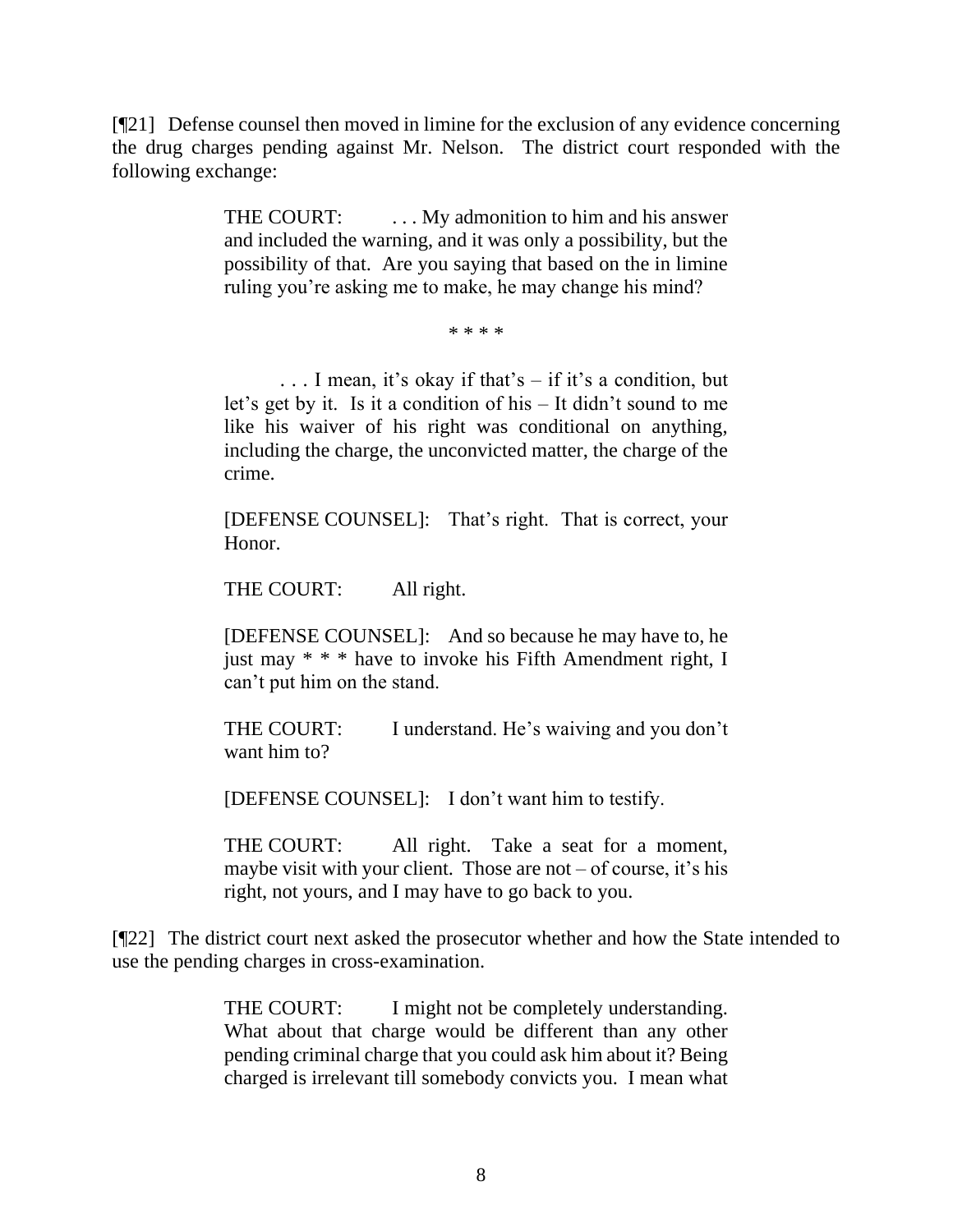[¶21] Defense counsel then moved in limine for the exclusion of any evidence concerning the drug charges pending against Mr. Nelson. The district court responded with the following exchange:

> THE COURT: . . . My admonition to him and his answer and included the warning, and it was only a possibility, but the possibility of that. Are you saying that based on the in limine ruling you're asking me to make, he may change his mind?
>
> \* \* \* \*
>
> . . . I mean, it's okay if that's – if it's a condition, but let's get by it. Is it a condition of his – It didn't sound to me like his waiver of his right was conditional on anything, including the charge, the unconvicted matter, the charge of the crime.
>
> [DEFENSE COUNSEL]: That's right. That is correct, your Honor.
>
> THE COURT: All right.
>
> [DEFENSE COUNSEL]: And so because he may have to, he just may * * * have to invoke his Fifth Amendment right, I can't put him on the stand.
>
> THE COURT: I understand. He's waiving and you don't want him to?
>
> [DEFENSE COUNSEL]: I don't want him to testify.
>
> THE COURT: All right. Take a seat for a moment, maybe visit with your client. Those are not – of course, it's his right, not yours, and I may have to go back to you.

[¶22] The district court next asked the prosecutor whether and how the State intended to use the pending charges in cross-examination.

> THE COURT: I might not be completely understanding. What about that charge would be different than any other pending criminal charge that you could ask him about it? Being charged is irrelevant till somebody convicts you. I mean what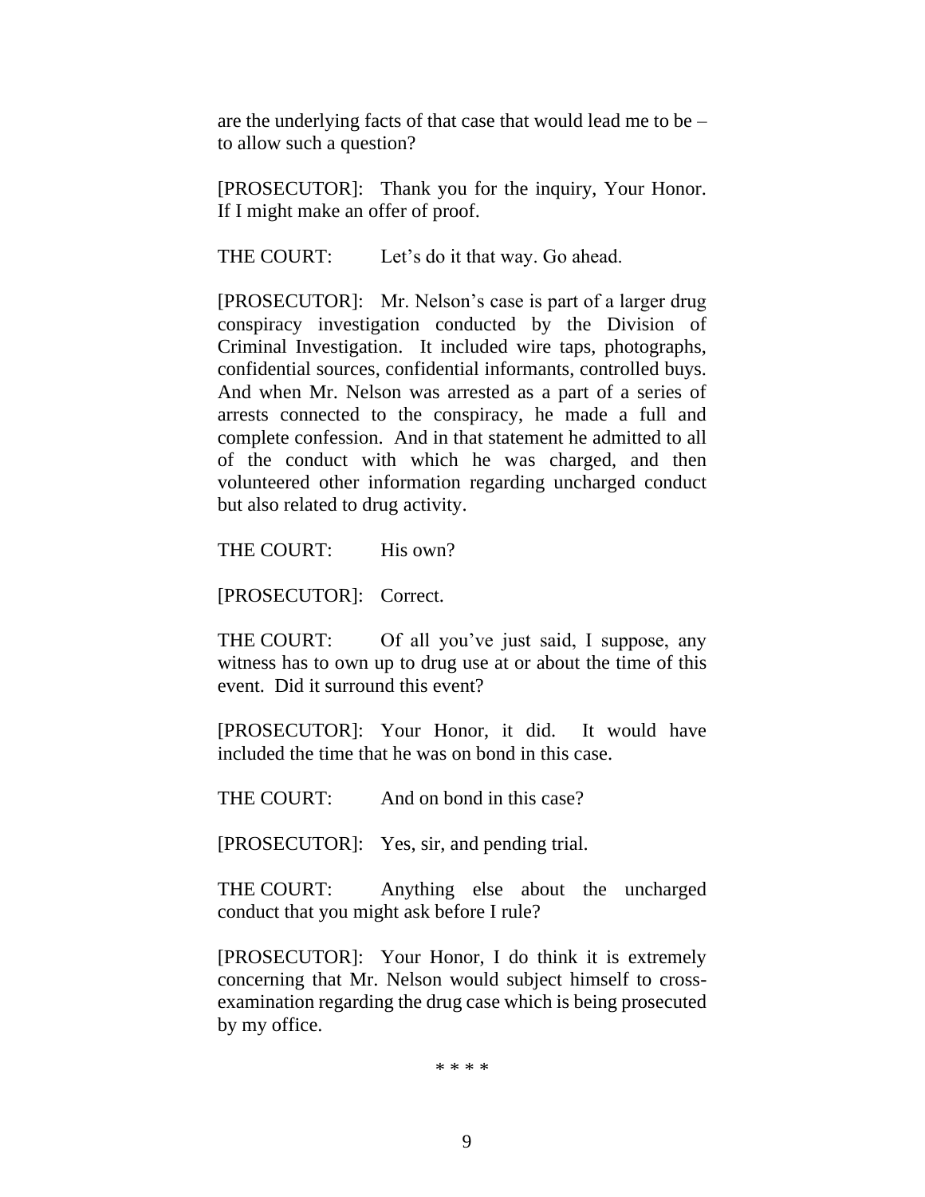are the underlying facts of that case that would lead me to be – to allow such a question?

[PROSECUTOR]: Thank you for the inquiry, Your Honor. If I might make an offer of proof.

THE COURT: Let's do it that way. Go ahead.

[PROSECUTOR]: Mr. Nelson's case is part of a larger drug conspiracy investigation conducted by the Division of Criminal Investigation. It included wire taps, photographs, confidential sources, confidential informants, controlled buys. And when Mr. Nelson was arrested as a part of a series of arrests connected to the conspiracy, he made a full and complete confession. And in that statement he admitted to all of the conduct with which he was charged, and then volunteered other information regarding uncharged conduct but also related to drug activity.

THE COURT: His own?

[PROSECUTOR]: Correct.

THE COURT: Of all you've just said, I suppose, any witness has to own up to drug use at or about the time of this event. Did it surround this event?

[PROSECUTOR]: Your Honor, it did. It would have included the time that he was on bond in this case.

THE COURT: And on bond in this case?

[PROSECUTOR]: Yes, sir, and pending trial.

THE COURT: Anything else about the uncharged conduct that you might ask before I rule?

[PROSECUTOR]: Your Honor, I do think it is extremely concerning that Mr. Nelson would subject himself to cross-examination regarding the drug case which is being prosecuted by my office.

\* \* \* \*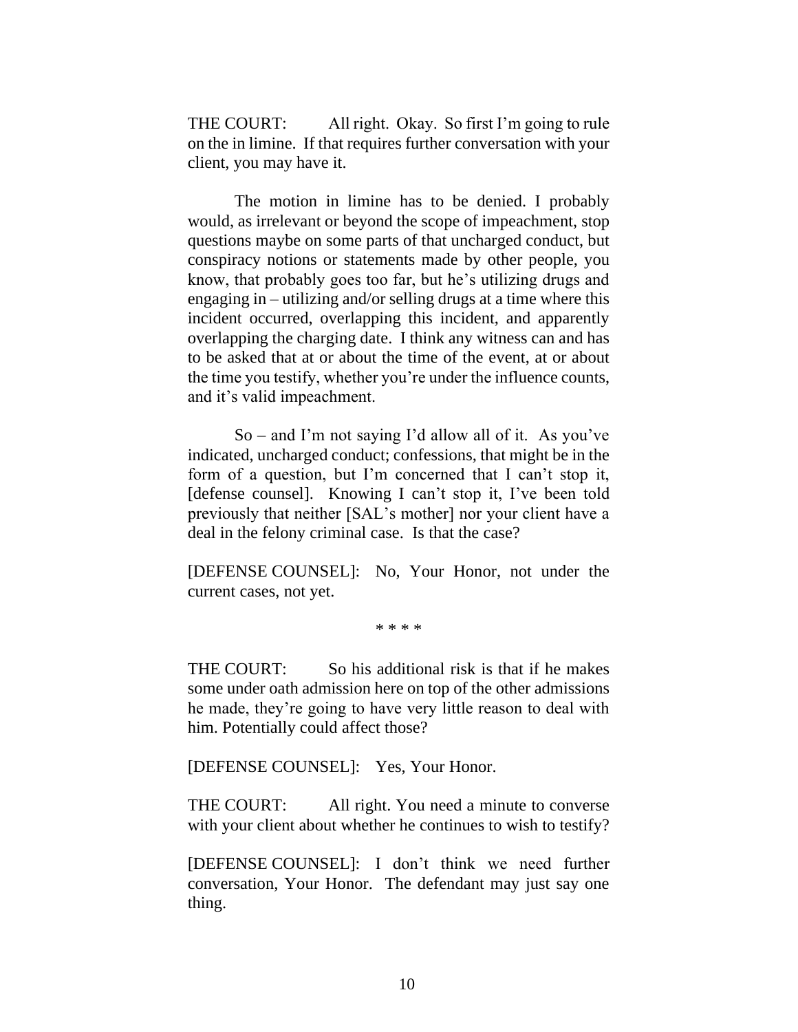THE COURT: All right. Okay. So first I'm going to rule on the in limine. If that requires further conversation with your client, you may have it.

The motion in limine has to be denied. I probably would, as irrelevant or beyond the scope of impeachment, stop questions maybe on some parts of that uncharged conduct, but conspiracy notions or statements made by other people, you know, that probably goes too far, but he's utilizing drugs and engaging in – utilizing and/or selling drugs at a time where this incident occurred, overlapping this incident, and apparently overlapping the charging date. I think any witness can and has to be asked that at or about the time of the event, at or about the time you testify, whether you're under the influence counts, and it's valid impeachment.

So – and I'm not saying I'd allow all of it. As you've indicated, uncharged conduct; confessions, that might be in the form of a question, but I'm concerned that I can't stop it, [defense counsel]. Knowing I can't stop it, I've been told previously that neither [SAL's mother] nor your client have a deal in the felony criminal case. Is that the case?

[DEFENSE COUNSEL]: No, Your Honor, not under the current cases, not yet.

\* \* \* \*

THE COURT: So his additional risk is that if he makes some under oath admission here on top of the other admissions he made, they're going to have very little reason to deal with him. Potentially could affect those?

[DEFENSE COUNSEL]: Yes, Your Honor.

THE COURT: All right. You need a minute to converse with your client about whether he continues to wish to testify?

[DEFENSE COUNSEL]: I don't think we need further conversation, Your Honor. The defendant may just say one thing.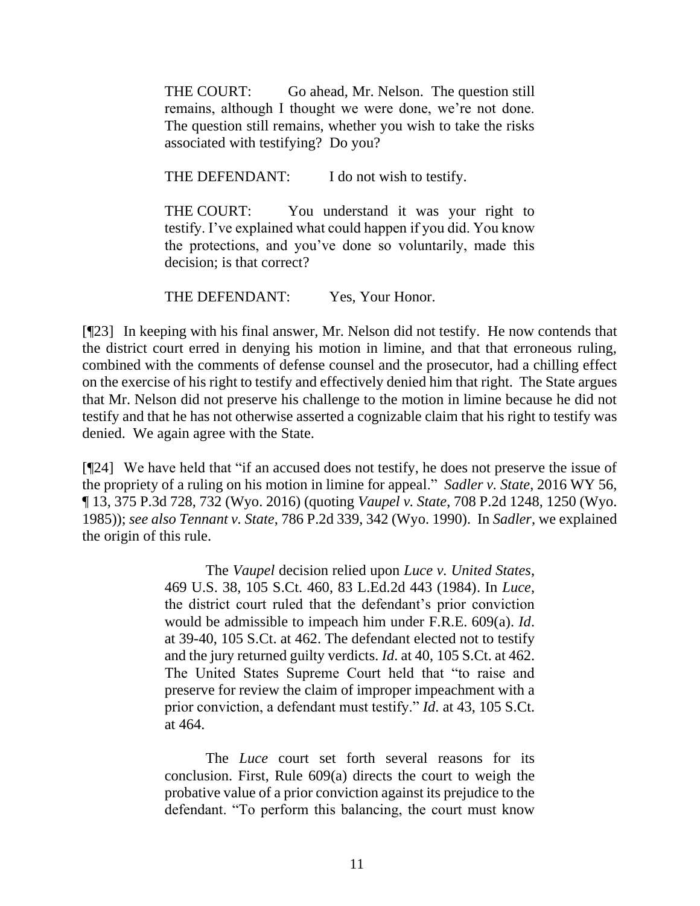> THE COURT: Go ahead, Mr. Nelson. The question still remains, although I thought we were done, we're not done. The question still remains, whether you wish to take the risks associated with testifying? Do you?
>
> THE DEFENDANT: I do not wish to testify.
>
> THE COURT: You understand it was your right to testify. I've explained what could happen if you did. You know the protections, and you've done so voluntarily, made this decision; is that correct?
>
> THE DEFENDANT: Yes, Your Honor.

[¶23] In keeping with his final answer, Mr. Nelson did not testify. He now contends that the district court erred in denying his motion in limine, and that that erroneous ruling, combined with the comments of defense counsel and the prosecutor, had a chilling effect on the exercise of his right to testify and effectively denied him that right. The State argues that Mr. Nelson did not preserve his challenge to the motion in limine because he did not testify and that he has not otherwise asserted a cognizable claim that his right to testify was denied. We again agree with the State.

[¶24] We have held that "if an accused does not testify, he does not preserve the issue of the propriety of a ruling on his motion in limine for appeal." *Sadler v. State*, 2016 WY 56, ¶ 13, 375 P.3d 728, 732 (Wyo. 2016) (quoting *Vaupel v. State*, 708 P.2d 1248, 1250 (Wyo. 1985)); *see also Tennant v. State*, 786 P.2d 339, 342 (Wyo. 1990). In *Sadler*, we explained the origin of this rule.

> The *Vaupel* decision relied upon *Luce v. United States*, 469 U.S. 38, 105 S.Ct. 460, 83 L.Ed.2d 443 (1984). In *Luce*, the district court ruled that the defendant's prior conviction would be admissible to impeach him under F.R.E. 609(a). *Id*. at 39-40, 105 S.Ct. at 462. The defendant elected not to testify and the jury returned guilty verdicts. *Id*. at 40, 105 S.Ct. at 462. The United States Supreme Court held that "to raise and preserve for review the claim of improper impeachment with a prior conviction, a defendant must testify." *Id*. at 43, 105 S.Ct. at 464.
>
> The *Luce* court set forth several reasons for its conclusion. First, Rule 609(a) directs the court to weigh the probative value of a prior conviction against its prejudice to the defendant. "To perform this balancing, the court must know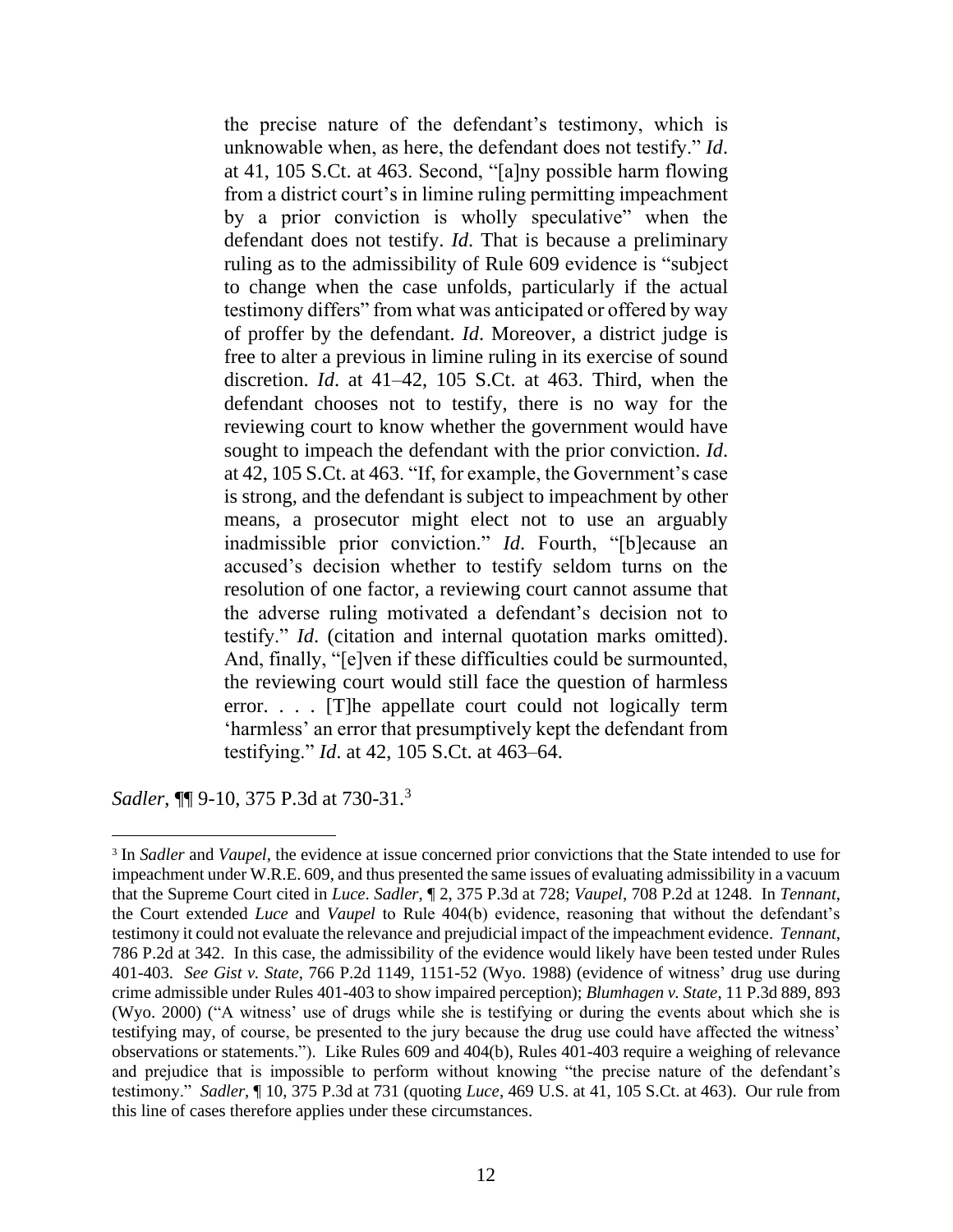> the precise nature of the defendant's testimony, which is unknowable when, as here, the defendant does not testify." *Id*. at 41, 105 S.Ct. at 463. Second, "[a]ny possible harm flowing from a district court's in limine ruling permitting impeachment by a prior conviction is wholly speculative" when the defendant does not testify. *Id*. That is because a preliminary ruling as to the admissibility of Rule 609 evidence is "subject to change when the case unfolds, particularly if the actual testimony differs" from what was anticipated or offered by way of proffer by the defendant. *Id*. Moreover, a district judge is free to alter a previous in limine ruling in its exercise of sound discretion. *Id*. at 41–42, 105 S.Ct. at 463. Third, when the defendant chooses not to testify, there is no way for the reviewing court to know whether the government would have sought to impeach the defendant with the prior conviction. *Id*. at 42, 105 S.Ct. at 463. "If, for example, the Government's case is strong, and the defendant is subject to impeachment by other means, a prosecutor might elect not to use an arguably inadmissible prior conviction." *Id*. Fourth, "[b]ecause an accused's decision whether to testify seldom turns on the resolution of one factor, a reviewing court cannot assume that the adverse ruling motivated a defendant's decision not to testify." *Id*. (citation and internal quotation marks omitted). And, finally, "[e]ven if these difficulties could be surmounted, the reviewing court would still face the question of harmless error. . . . [T]he appellate court could not logically term 'harmless' an error that presumptively kept the defendant from testifying." *Id*. at 42, 105 S.Ct. at 463–64.

*Sadler*, ¶¶ 9-10, 375 P.3d at 730-31.[3]

---

[3] In *Sadler* and *Vaupel*, the evidence at issue concerned prior convictions that the State intended to use for impeachment under W.R.E. 609, and thus presented the same issues of evaluating admissibility in a vacuum that the Supreme Court cited in *Luce*. *Sadler*, ¶ 2, 375 P.3d at 728; *Vaupel*, 708 P.2d at 1248. In *Tennant*, the Court extended *Luce* and *Vaupel* to Rule 404(b) evidence, reasoning that without the defendant's testimony it could not evaluate the relevance and prejudicial impact of the impeachment evidence. *Tennant*, 786 P.2d at 342. In this case, the admissibility of the evidence would likely have been tested under Rules 401-403. *See Gist v. State*, 766 P.2d 1149, 1151-52 (Wyo. 1988) (evidence of witness' drug use during crime admissible under Rules 401-403 to show impaired perception); *Blumhagen v. State*, 11 P.3d 889, 893 (Wyo. 2000) ("A witness' use of drugs while she is testifying or during the events about which she is testifying may, of course, be presented to the jury because the drug use could have affected the witness' observations or statements."). Like Rules 609 and 404(b), Rules 401-403 require a weighing of relevance and prejudice that is impossible to perform without knowing "the precise nature of the defendant's testimony." *Sadler*, ¶ 10, 375 P.3d at 731 (quoting *Luce*, 469 U.S. at 41, 105 S.Ct. at 463). Our rule from this line of cases therefore applies under these circumstances.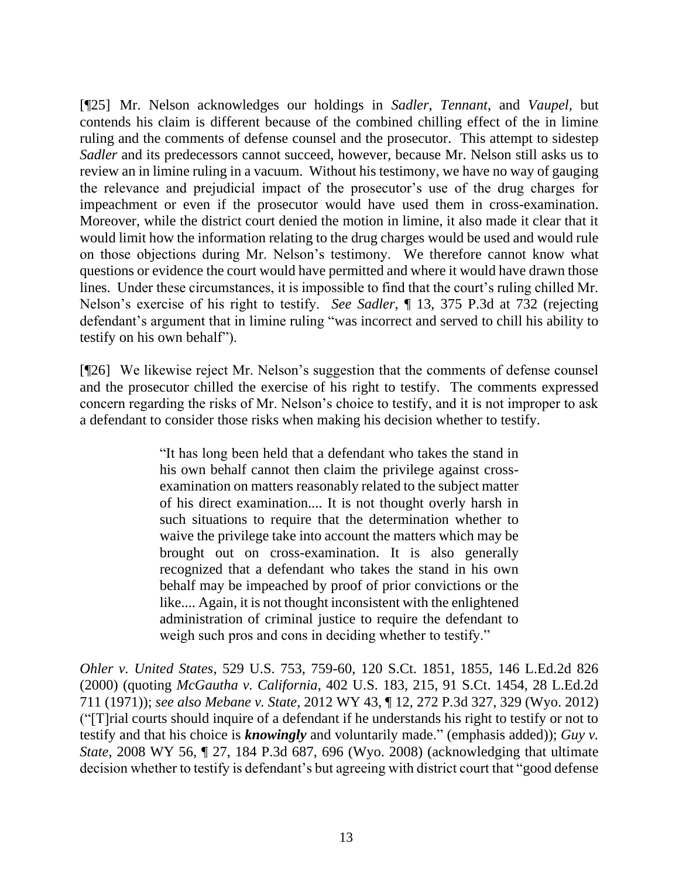[¶25] Mr. Nelson acknowledges our holdings in *Sadler*, *Tennant*, and *Vaupel*, but contends his claim is different because of the combined chilling effect of the in limine ruling and the comments of defense counsel and the prosecutor. This attempt to sidestep *Sadler* and its predecessors cannot succeed, however, because Mr. Nelson still asks us to review an in limine ruling in a vacuum. Without his testimony, we have no way of gauging the relevance and prejudicial impact of the prosecutor's use of the drug charges for impeachment or even if the prosecutor would have used them in cross-examination. Moreover, while the district court denied the motion in limine, it also made it clear that it would limit how the information relating to the drug charges would be used and would rule on those objections during Mr. Nelson's testimony. We therefore cannot know what questions or evidence the court would have permitted and where it would have drawn those lines. Under these circumstances, it is impossible to find that the court's ruling chilled Mr. Nelson's exercise of his right to testify. *See Sadler*, ¶ 13, 375 P.3d at 732 (rejecting defendant's argument that in limine ruling "was incorrect and served to chill his ability to testify on his own behalf").

[¶26] We likewise reject Mr. Nelson's suggestion that the comments of defense counsel and the prosecutor chilled the exercise of his right to testify. The comments expressed concern regarding the risks of Mr. Nelson's choice to testify, and it is not improper to ask a defendant to consider those risks when making his decision whether to testify.

> "It has long been held that a defendant who takes the stand in his own behalf cannot then claim the privilege against cross-examination on matters reasonably related to the subject matter of his direct examination.... It is not thought overly harsh in such situations to require that the determination whether to waive the privilege take into account the matters which may be brought out on cross-examination. It is also generally recognized that a defendant who takes the stand in his own behalf may be impeached by proof of prior convictions or the like.... Again, it is not thought inconsistent with the enlightened administration of criminal justice to require the defendant to weigh such pros and cons in deciding whether to testify."

*Ohler v. United States*, 529 U.S. 753, 759-60, 120 S.Ct. 1851, 1855, 146 L.Ed.2d 826 (2000) (quoting *McGautha v. California*, 402 U.S. 183, 215, 91 S.Ct. 1454, 28 L.Ed.2d 711 (1971)); *see also Mebane v. State*, 2012 WY 43, ¶ 12, 272 P.3d 327, 329 (Wyo. 2012) ("[T]rial courts should inquire of a defendant if he understands his right to testify or not to testify and that his choice is ***knowingly*** and voluntarily made." (emphasis added)); *Guy v. State*, 2008 WY 56, ¶ 27, 184 P.3d 687, 696 (Wyo. 2008) (acknowledging that ultimate decision whether to testify is defendant's but agreeing with district court that "good defense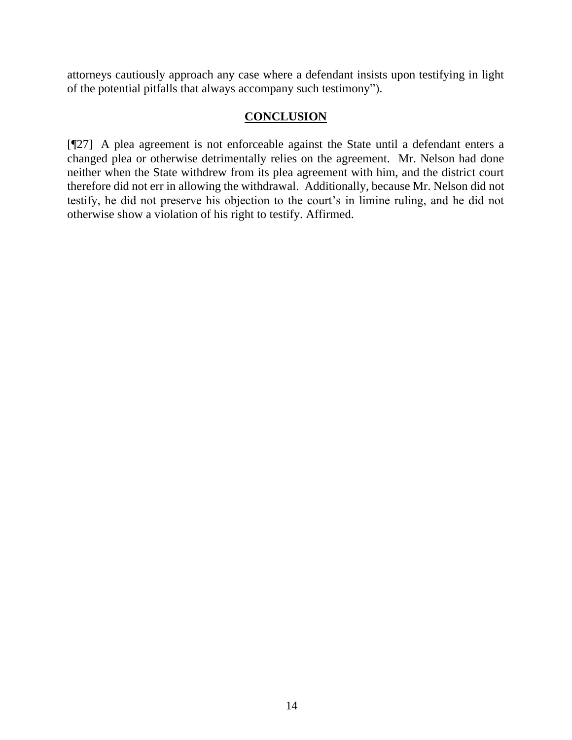attorneys cautiously approach any case where a defendant insists upon testifying in light of the potential pitfalls that always accompany such testimony").

## CONCLUSION

[¶27] A plea agreement is not enforceable against the State until a defendant enters a changed plea or otherwise detrimentally relies on the agreement. Mr. Nelson had done neither when the State withdrew from its plea agreement with him, and the district court therefore did not err in allowing the withdrawal. Additionally, because Mr. Nelson did not testify, he did not preserve his objection to the court's in limine ruling, and he did not otherwise show a violation of his right to testify. Affirmed.